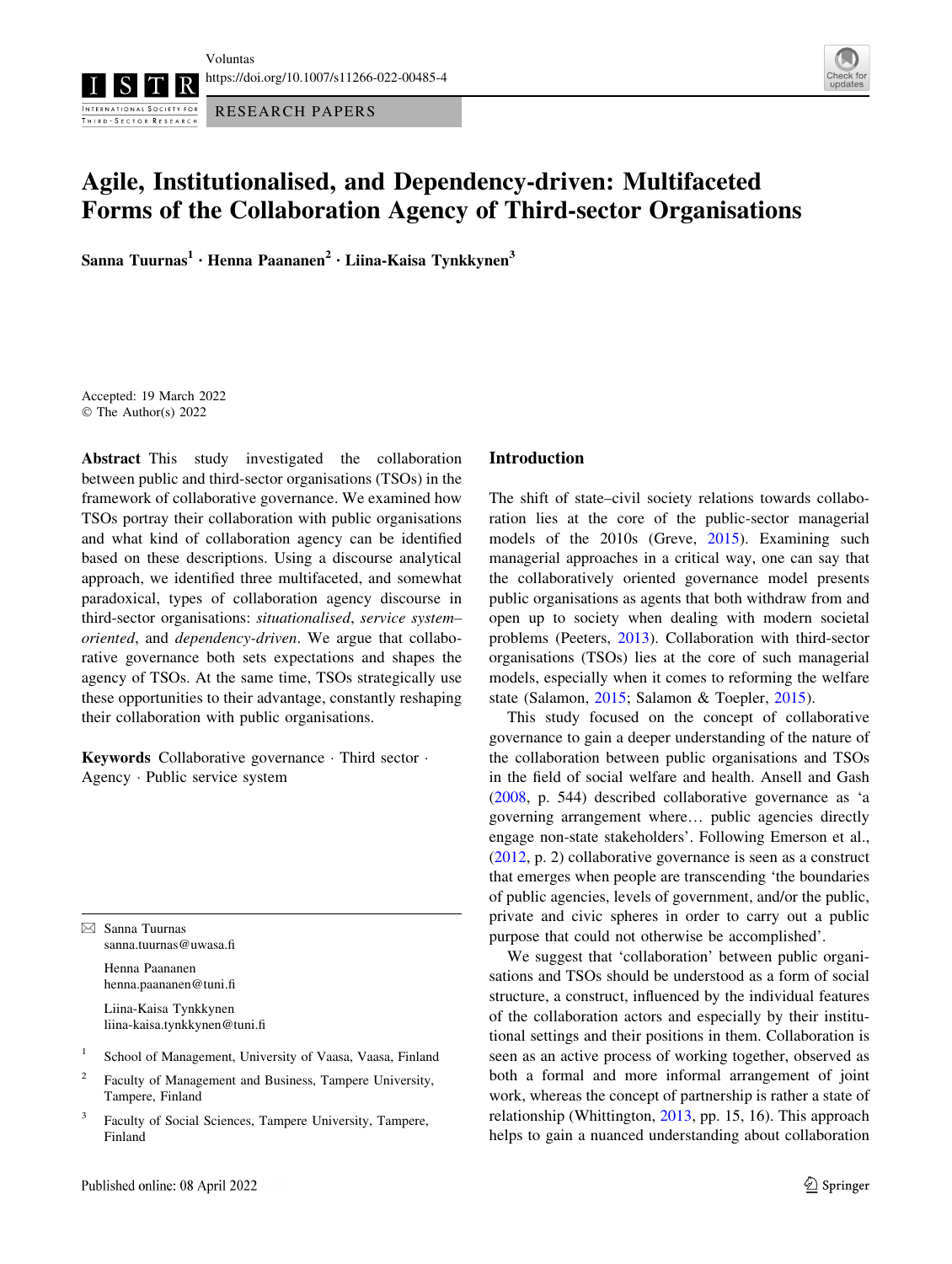RESEARCH PAPERS

# Agile, Institutionalised, and Dependency-driven: Multifaceted Forms of the Collaboration Agency of Third-sector Organisations

**Sanna Tuurnas[1] · Henna Paananen[2] · Liina-Kaisa Tynkkynen[3]**

Accepted: 19 March 2022
© The Author(s) 2022

**Abstract** This study investigated the collaboration between public and third-sector organisations (TSOs) in the framework of collaborative governance. We examined how TSOs portray their collaboration with public organisations and what kind of collaboration agency can be identified based on these descriptions. Using a discourse analytical approach, we identified three multifaceted, and somewhat paradoxical, types of collaboration agency discourse in third-sector organisations: *situationalised*, *service system–oriented*, and *dependency-driven*. We argue that collaborative governance both sets expectations and shapes the agency of TSOs. At the same time, TSOs strategically use these opportunities to their advantage, constantly reshaping their collaboration with public organisations.

**Keywords** Collaborative governance · Third sector · Agency · Public service system

✉ Sanna Tuurnas
sanna.tuurnas@uwasa.fi

Henna Paananen
henna.paananen@tuni.fi

Liina-Kaisa Tynkkynen
liina-kaisa.tynkkynen@tuni.fi

[1] School of Management, University of Vaasa, Vaasa, Finland

[2] Faculty of Management and Business, Tampere University, Tampere, Finland

[3] Faculty of Social Sciences, Tampere University, Tampere, Finland

## Introduction

The shift of state–civil society relations towards collaboration lies at the core of the public-sector managerial models of the 2010s (Greve, 2015). Examining such managerial approaches in a critical way, one can say that the collaboratively oriented governance model presents public organisations as agents that both withdraw from and open up to society when dealing with modern societal problems (Peeters, 2013). Collaboration with third-sector organisations (TSOs) lies at the core of such managerial models, especially when it comes to reforming the welfare state (Salamon, 2015; Salamon & Toepler, 2015).

This study focused on the concept of collaborative governance to gain a deeper understanding of the nature of the collaboration between public organisations and TSOs in the field of social welfare and health. Ansell and Gash (2008, p. 544) described collaborative governance as 'a governing arrangement where… public agencies directly engage non-state stakeholders'. Following Emerson et al., (2012, p. 2) collaborative governance is seen as a construct that emerges when people are transcending 'the boundaries of public agencies, levels of government, and/or the public, private and civic spheres in order to carry out a public purpose that could not otherwise be accomplished'.

We suggest that 'collaboration' between public organisations and TSOs should be understood as a form of social structure, a construct, influenced by the individual features of the collaboration actors and especially by their institutional settings and their positions in them. Collaboration is seen as an active process of working together, observed as both a formal and more informal arrangement of joint work, whereas the concept of partnership is rather a state of relationship (Whittington, 2013, pp. 15, 16). This approach helps to gain a nuanced understanding about collaboration

Published online: 08 April 2022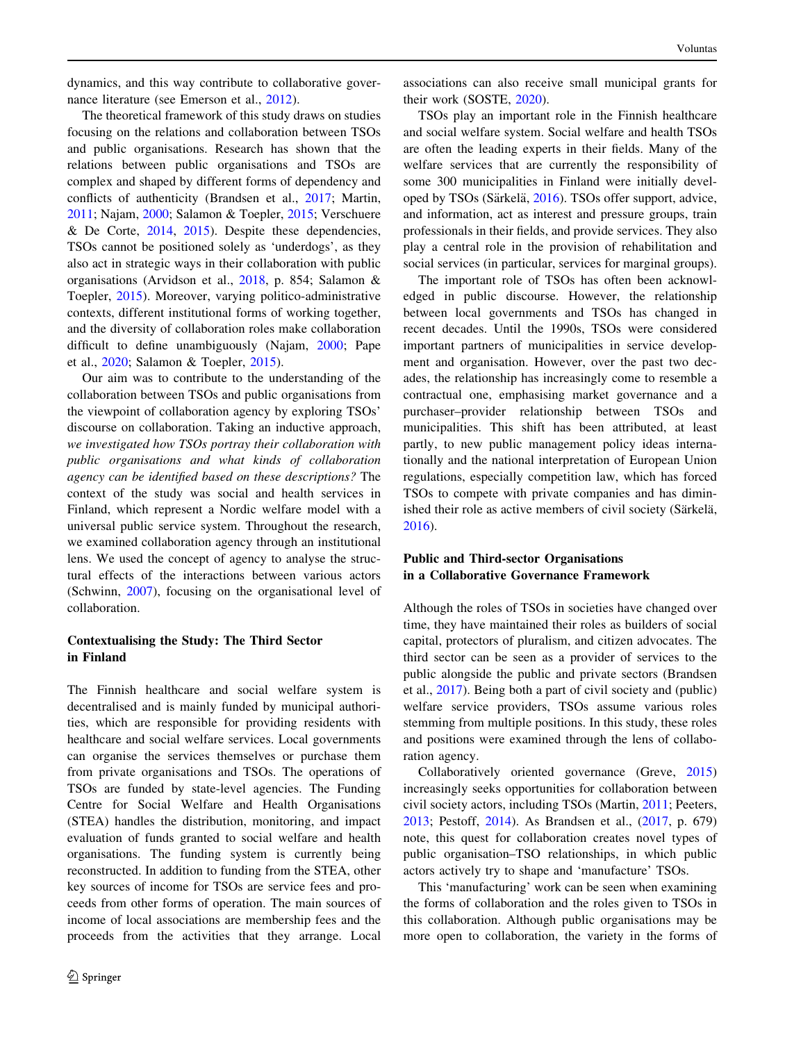dynamics, and this way contribute to collaborative governance literature (see Emerson et al., 2012).

The theoretical framework of this study draws on studies focusing on the relations and collaboration between TSOs and public organisations. Research has shown that the relations between public organisations and TSOs are complex and shaped by different forms of dependency and conflicts of authenticity (Brandsen et al., 2017; Martin, 2011; Najam, 2000; Salamon & Toepler, 2015; Verschuere & De Corte, 2014, 2015). Despite these dependencies, TSOs cannot be positioned solely as 'underdogs', as they also act in strategic ways in their collaboration with public organisations (Arvidson et al., 2018, p. 854; Salamon & Toepler, 2015). Moreover, varying politico-administrative contexts, different institutional forms of working together, and the diversity of collaboration roles make collaboration difficult to define unambiguously (Najam, 2000; Pape et al., 2020; Salamon & Toepler, 2015).

Our aim was to contribute to the understanding of the collaboration between TSOs and public organisations from the viewpoint of collaboration agency by exploring TSOs' discourse on collaboration. Taking an inductive approach, *we investigated how TSOs portray their collaboration with public organisations and what kinds of collaboration agency can be identified based on these descriptions?* The context of the study was social and health services in Finland, which represent a Nordic welfare model with a universal public service system. Throughout the research, we examined collaboration agency through an institutional lens. We used the concept of agency to analyse the structural effects of the interactions between various actors (Schwinn, 2007), focusing on the organisational level of collaboration.

## Contextualising the Study: The Third Sector in Finland

The Finnish healthcare and social welfare system is decentralised and is mainly funded by municipal authorities, which are responsible for providing residents with healthcare and social welfare services. Local governments can organise the services themselves or purchase them from private organisations and TSOs. The operations of TSOs are funded by state-level agencies. The Funding Centre for Social Welfare and Health Organisations (STEA) handles the distribution, monitoring, and impact evaluation of funds granted to social welfare and health organisations. The funding system is currently being reconstructed. In addition to funding from the STEA, other key sources of income for TSOs are service fees and proceeds from other forms of operation. The main sources of income of local associations are membership fees and the proceeds from the activities that they arrange. Local associations can also receive small municipal grants for their work (SOSTE, 2020).

TSOs play an important role in the Finnish healthcare and social welfare system. Social welfare and health TSOs are often the leading experts in their fields. Many of the welfare services that are currently the responsibility of some 300 municipalities in Finland were initially developed by TSOs (Särkelä, 2016). TSOs offer support, advice, and information, act as interest and pressure groups, train professionals in their fields, and provide services. They also play a central role in the provision of rehabilitation and social services (in particular, services for marginal groups).

The important role of TSOs has often been acknowledged in public discourse. However, the relationship between local governments and TSOs has changed in recent decades. Until the 1990s, TSOs were considered important partners of municipalities in service development and organisation. However, over the past two decades, the relationship has increasingly come to resemble a contractual one, emphasising market governance and a purchaser–provider relationship between TSOs and municipalities. This shift has been attributed, at least partly, to new public management policy ideas internationally and the national interpretation of European Union regulations, especially competition law, which has forced TSOs to compete with private companies and has diminished their role as active members of civil society (Särkelä, 2016).

## Public and Third-sector Organisations in a Collaborative Governance Framework

Although the roles of TSOs in societies have changed over time, they have maintained their roles as builders of social capital, protectors of pluralism, and citizen advocates. The third sector can be seen as a provider of services to the public alongside the public and private sectors (Brandsen et al., 2017). Being both a part of civil society and (public) welfare service providers, TSOs assume various roles stemming from multiple positions. In this study, these roles and positions were examined through the lens of collaboration agency.

Collaboratively oriented governance (Greve, 2015) increasingly seeks opportunities for collaboration between civil society actors, including TSOs (Martin, 2011; Peeters, 2013; Pestoff, 2014). As Brandsen et al., (2017, p. 679) note, this quest for collaboration creates novel types of public organisation–TSO relationships, in which public actors actively try to shape and 'manufacture' TSOs.

This 'manufacturing' work can be seen when examining the forms of collaboration and the roles given to TSOs in this collaboration. Although public organisations may be more open to collaboration, the variety in the forms of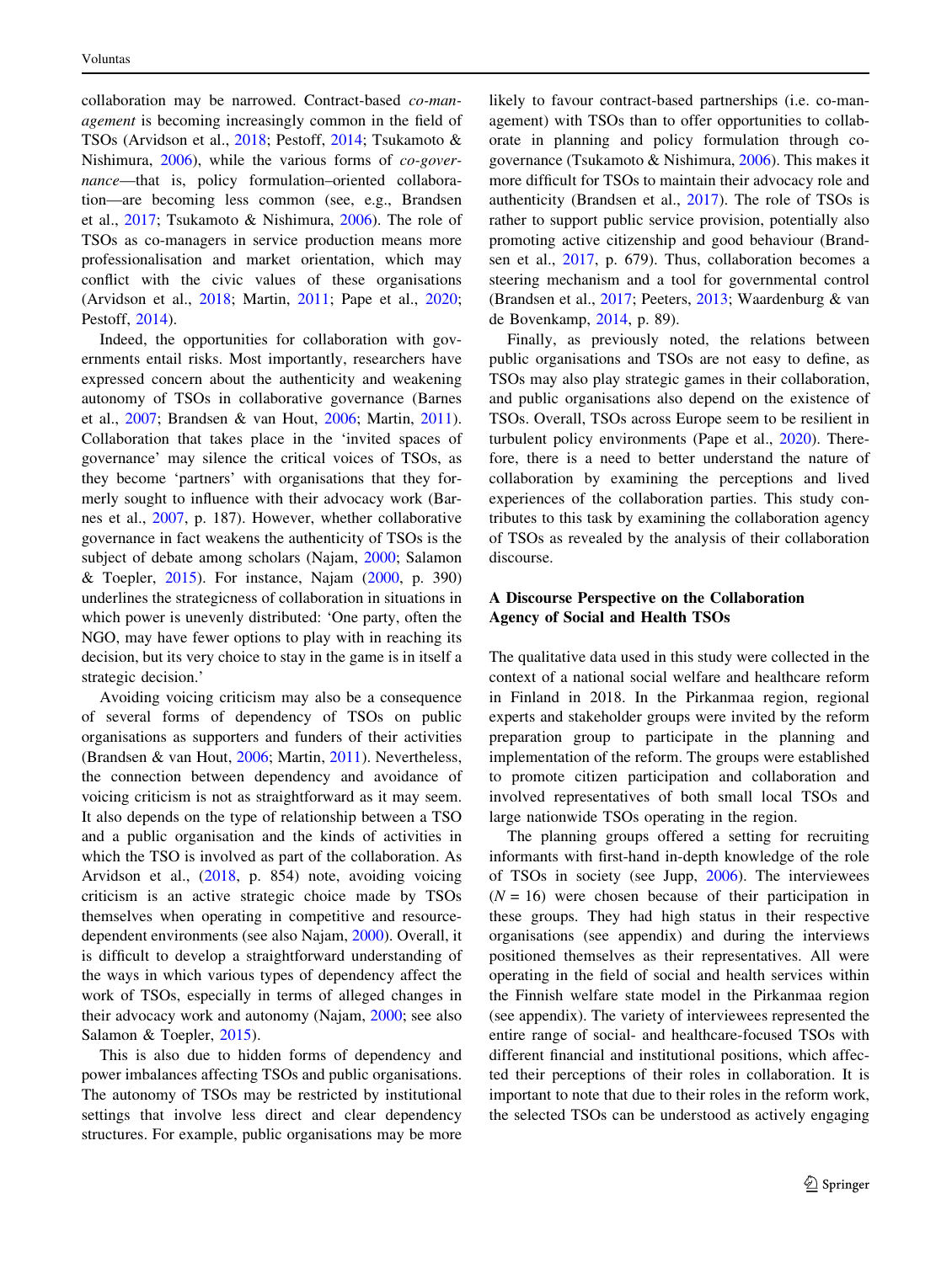collaboration may be narrowed. Contract-based *co-management* is becoming increasingly common in the field of TSOs (Arvidson et al., 2018; Pestoff, 2014; Tsukamoto & Nishimura, 2006), while the various forms of *co-governance*—that is, policy formulation–oriented collaboration—are becoming less common (see, e.g., Brandsen et al., 2017; Tsukamoto & Nishimura, 2006). The role of TSOs as co-managers in service production means more professionalisation and market orientation, which may conflict with the civic values of these organisations (Arvidson et al., 2018; Martin, 2011; Pape et al., 2020; Pestoff, 2014).

Indeed, the opportunities for collaboration with governments entail risks. Most importantly, researchers have expressed concern about the authenticity and weakening autonomy of TSOs in collaborative governance (Barnes et al., 2007; Brandsen & van Hout, 2006; Martin, 2011). Collaboration that takes place in the 'invited spaces of governance' may silence the critical voices of TSOs, as they become 'partners' with organisations that they formerly sought to influence with their advocacy work (Barnes et al., 2007, p. 187). However, whether collaborative governance in fact weakens the authenticity of TSOs is the subject of debate among scholars (Najam, 2000; Salamon & Toepler, 2015). For instance, Najam (2000, p. 390) underlines the strategicness of collaboration in situations in which power is unevenly distributed: 'One party, often the NGO, may have fewer options to play with in reaching its decision, but its very choice to stay in the game is in itself a strategic decision.'

Avoiding voicing criticism may also be a consequence of several forms of dependency of TSOs on public organisations as supporters and funders of their activities (Brandsen & van Hout, 2006; Martin, 2011). Nevertheless, the connection between dependency and avoidance of voicing criticism is not as straightforward as it may seem. It also depends on the type of relationship between a TSO and a public organisation and the kinds of activities in which the TSO is involved as part of the collaboration. As Arvidson et al., (2018, p. 854) note, avoiding voicing criticism is an active strategic choice made by TSOs themselves when operating in competitive and resource-dependent environments (see also Najam, 2000). Overall, it is difficult to develop a straightforward understanding of the ways in which various types of dependency affect the work of TSOs, especially in terms of alleged changes in their advocacy work and autonomy (Najam, 2000; see also Salamon & Toepler, 2015).

This is also due to hidden forms of dependency and power imbalances affecting TSOs and public organisations. The autonomy of TSOs may be restricted by institutional settings that involve less direct and clear dependency structures. For example, public organisations may be more likely to favour contract-based partnerships (i.e. co-management) with TSOs than to offer opportunities to collaborate in planning and policy formulation through co-governance (Tsukamoto & Nishimura, 2006). This makes it more difficult for TSOs to maintain their advocacy role and authenticity (Brandsen et al., 2017). The role of TSOs is rather to support public service provision, potentially also promoting active citizenship and good behaviour (Brandsen et al., 2017, p. 679). Thus, collaboration becomes a steering mechanism and a tool for governmental control (Brandsen et al., 2017; Peeters, 2013; Waardenburg & van de Bovenkamp, 2014, p. 89).

Finally, as previously noted, the relations between public organisations and TSOs are not easy to define, as TSOs may also play strategic games in their collaboration, and public organisations also depend on the existence of TSOs. Overall, TSOs across Europe seem to be resilient in turbulent policy environments (Pape et al., 2020). Therefore, there is a need to better understand the nature of collaboration by examining the perceptions and lived experiences of the collaboration parties. This study contributes to this task by examining the collaboration agency of TSOs as revealed by the analysis of their collaboration discourse.

## A Discourse Perspective on the Collaboration Agency of Social and Health TSOs

The qualitative data used in this study were collected in the context of a national social welfare and healthcare reform in Finland in 2018. In the Pirkanmaa region, regional experts and stakeholder groups were invited by the reform preparation group to participate in the planning and implementation of the reform. The groups were established to promote citizen participation and collaboration and involved representatives of both small local TSOs and large nationwide TSOs operating in the region.

The planning groups offered a setting for recruiting informants with first-hand in-depth knowledge of the role of TSOs in society (see Jupp, 2006). The interviewees ($N = 16$) were chosen because of their participation in these groups. They had high status in their respective organisations (see appendix) and during the interviews positioned themselves as their representatives. All were operating in the field of social and health services within the Finnish welfare state model in the Pirkanmaa region (see appendix). The variety of interviewees represented the entire range of social- and healthcare-focused TSOs with different financial and institutional positions, which affected their perceptions of their roles in collaboration. It is important to note that due to their roles in the reform work, the selected TSOs can be understood as actively engaging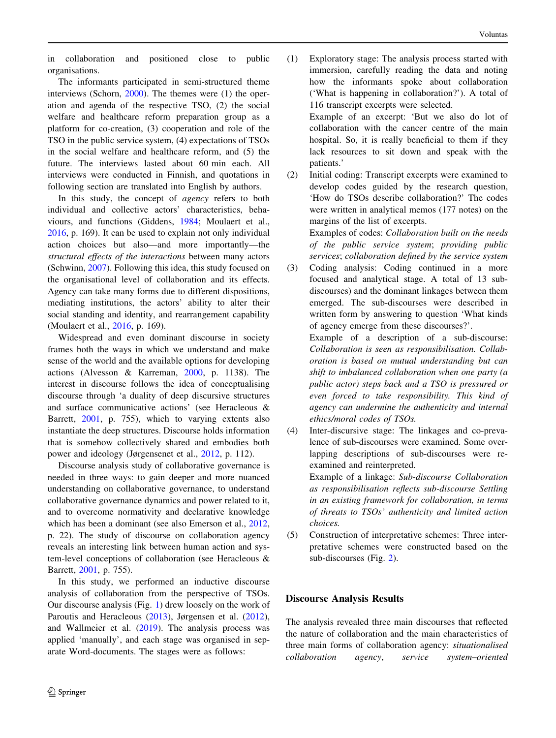in collaboration and positioned close to public organisations.

The informants participated in semi-structured theme interviews (Schorn, 2000). The themes were (1) the operation and agenda of the respective TSO, (2) the social welfare and healthcare reform preparation group as a platform for co-creation, (3) cooperation and role of the TSO in the public service system, (4) expectations of TSOs in the social welfare and healthcare reform, and (5) the future. The interviews lasted about 60 min each. All interviews were conducted in Finnish, and quotations in following section are translated into English by authors.

In this study, the concept of *agency* refers to both individual and collective actors' characteristics, behaviours, and functions (Giddens, 1984; Moulaert et al., 2016, p. 169). It can be used to explain not only individual action choices but also—and more importantly—the *structural effects of the interactions* between many actors (Schwinn, 2007). Following this idea, this study focused on the organisational level of collaboration and its effects. Agency can take many forms due to different dispositions, mediating institutions, the actors' ability to alter their social standing and identity, and rearrangement capability (Moulaert et al., 2016, p. 169).

Widespread and even dominant discourse in society frames both the ways in which we understand and make sense of the world and the available options for developing actions (Alvesson & Karreman, 2000, p. 1138). The interest in discourse follows the idea of conceptualising discourse through 'a duality of deep discursive structures and surface communicative actions' (see Heracleous & Barrett, 2001, p. 755), which to varying extents also instantiate the deep structures. Discourse holds information that is somehow collectively shared and embodies both power and ideology (Jørgensenet et al., 2012, p. 112).

Discourse analysis study of collaborative governance is needed in three ways: to gain deeper and more nuanced understanding on collaborative governance, to understand collaborative governance dynamics and power related to it, and to overcome normativity and declarative knowledge which has been a dominant (see also Emerson et al., 2012, p. 22). The study of discourse on collaboration agency reveals an interesting link between human action and system-level conceptions of collaboration (see Heracleous & Barrett, 2001, p. 755).

In this study, we performed an inductive discourse analysis of collaboration from the perspective of TSOs. Our discourse analysis (Fig. 1) drew loosely on the work of Paroutis and Heracleous (2013), Jørgensen et al. (2012), and Wallmeier et al. (2019). The analysis process was applied 'manually', and each stage was organised in separate Word-documents. The stages were as follows:

(1) Exploratory stage: The analysis process started with immersion, carefully reading the data and noting how the informants spoke about collaboration ('What is happening in collaboration?'). A total of 116 transcript excerpts were selected.
   Example of an excerpt: 'But we also do lot of collaboration with the cancer centre of the main hospital. So, it is really beneficial to them if they lack resources to sit down and speak with the patients.'
(2) Initial coding: Transcript excerpts were examined to develop codes guided by the research question, 'How do TSOs describe collaboration?' The codes were written in analytical memos (177 notes) on the margins of the list of excerpts.
   Examples of codes: *Collaboration built on the needs of the public service system*; *providing public services*; *collaboration defined by the service system*
(3) Coding analysis: Coding continued in a more focused and analytical stage. A total of 13 sub-discourses) and the dominant linkages between them emerged. The sub-discourses were described in written form by answering to question 'What kinds of agency emerge from these discourses?'.
   Example of a description of a sub-discourse: *Collaboration is seen as responsibilisation. Collaboration is based on mutual understanding but can shift to imbalanced collaboration when one party (a public actor) steps back and a TSO is pressured or even forced to take responsibility. This kind of agency can undermine the authenticity and internal ethics/moral codes of TSOs.*
(4) Inter-discursive stage: The linkages and co-prevalence of sub-discourses were examined. Some overlapping descriptions of sub-discourses were re-examined and reinterpreted.
   Example of a linkage: *Sub-discourse Collaboration as responsibilisation reflects sub-discourse Settling in an existing framework for collaboration, in terms of threats to TSOs' authenticity and limited action choices.*
(5) Construction of interpretative schemes: Three interpretative schemes were constructed based on the sub-discourses (Fig. 2).

## Discourse Analysis Results

The analysis revealed three main discourses that reflected the nature of collaboration and the main characteristics of three main forms of collaboration agency: *situationalised collaboration agency*, *service system–oriented*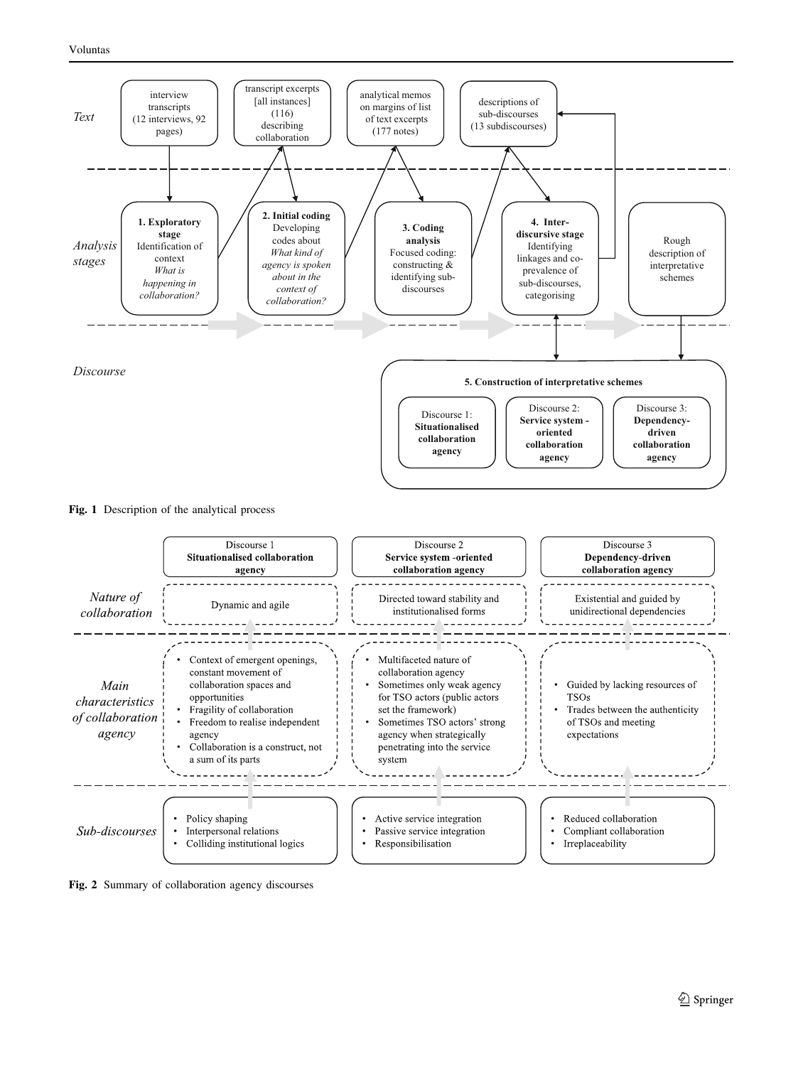**Text**

- interview transcripts (12 interviews, 92 pages)
- transcript excerpts [all instances] (116) describing collaboration
- analytical memos on margins of list of text excerpts (177 notes)
- descriptions of sub-discourses (13 subdiscourses)

**Analysis stages**

1. **Exploratory stage** Identification of context *What is happening in collaboration?*
2. **Initial coding** Developing codes about *What kind of agency is spoken about in the context of collaboration?*
3. **Coding analysis** Focused coding: constructing & identifying sub-discourses
4. **Inter-discursive stage** Identifying linkages and co-prevalence of sub-discourses, categorising

Rough description of interpretative schemes

**Discourse**

5. **Construction of interpretative schemes**
   - Discourse 1: **Situationalised collaboration agency**
   - Discourse 2: **Service system -oriented collaboration agency**
   - Discourse 3: **Dependency-driven collaboration agency**

**Fig. 1** Description of the analytical process

| | Discourse 1 **Situationalised collaboration agency** | Discourse 2 **Service system -oriented collaboration agency** | Discourse 3 **Dependency-driven collaboration agency** |
|---|---|---|---|
| *Nature of collaboration* | Dynamic and agile | Directed toward stability and institutionalised forms | Existential and guided by unidirectional dependencies |
| *Main characteristics of collaboration agency* | • Context of emergent openings, constant movement of collaboration spaces and opportunities<br>• Fragility of collaboration<br>• Freedom to realise independent agency<br>• Collaboration is a construct, not a sum of its parts | • Multifaceted nature of collaboration agency<br>• Sometimes only weak agency for TSO actors (public actors set the framework)<br>• Sometimes TSO actors' strong agency when strategically penetrating into the service system | • Guided by lacking resources of TSOs<br>• Trades between the authenticity of TSOs and meeting expectations |
| *Sub-discourses* | • Policy shaping<br>• Interpersonal relations<br>• Colliding institutional logics | • Active service integration<br>• Passive service integration<br>• Responsibilisation | • Reduced collaboration<br>• Compliant collaboration<br>• Irreplaceability |

**Fig. 2** Summary of collaboration agency discourses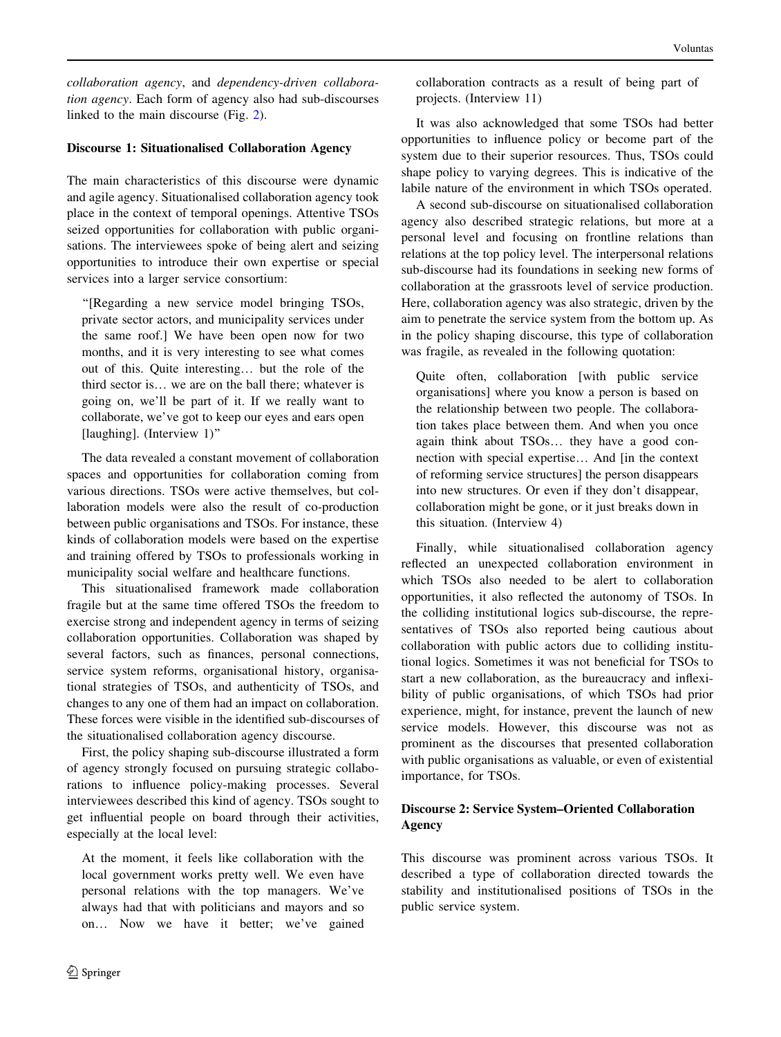*collaboration agency*, and *dependency-driven collaboration agency*. Each form of agency also had sub-discourses linked to the main discourse (Fig. 2).

**Discourse 1: Situationalised Collaboration Agency**

The main characteristics of this discourse were dynamic and agile agency. Situationalised collaboration agency took place in the context of temporal openings. Attentive TSOs seized opportunities for collaboration with public organisations. The interviewees spoke of being alert and seizing opportunities to introduce their own expertise or special services into a larger service consortium:

> "[Regarding a new service model bringing TSOs, private sector actors, and municipality services under the same roof.] We have been open now for two months, and it is very interesting to see what comes out of this. Quite interesting… but the role of the third sector is… we are on the ball there; whatever is going on, we'll be part of it. If we really want to collaborate, we've got to keep our eyes and ears open [laughing]. (Interview 1)"

The data revealed a constant movement of collaboration spaces and opportunities for collaboration coming from various directions. TSOs were active themselves, but collaboration models were also the result of co-production between public organisations and TSOs. For instance, these kinds of collaboration models were based on the expertise and training offered by TSOs to professionals working in municipality social welfare and healthcare functions.

This situationalised framework made collaboration fragile but at the same time offered TSOs the freedom to exercise strong and independent agency in terms of seizing collaboration opportunities. Collaboration was shaped by several factors, such as finances, personal connections, service system reforms, organisational history, organisational strategies of TSOs, and authenticity of TSOs, and changes to any one of them had an impact on collaboration. These forces were visible in the identified sub-discourses of the situationalised collaboration agency discourse.

First, the policy shaping sub-discourse illustrated a form of agency strongly focused on pursuing strategic collaborations to influence policy-making processes. Several interviewees described this kind of agency. TSOs sought to get influential people on board through their activities, especially at the local level:

> At the moment, it feels like collaboration with the local government works pretty well. We even have personal relations with the top managers. We've always had that with politicians and mayors and so on… Now we have it better; we've gained collaboration contracts as a result of being part of projects. (Interview 11)

It was also acknowledged that some TSOs had better opportunities to influence policy or become part of the system due to their superior resources. Thus, TSOs could shape policy to varying degrees. This is indicative of the labile nature of the environment in which TSOs operated.

A second sub-discourse on situationalised collaboration agency also described strategic relations, but more at a personal level and focusing on frontline relations than relations at the top policy level. The interpersonal relations sub-discourse had its foundations in seeking new forms of collaboration at the grassroots level of service production. Here, collaboration agency was also strategic, driven by the aim to penetrate the service system from the bottom up. As in the policy shaping discourse, this type of collaboration was fragile, as revealed in the following quotation:

> Quite often, collaboration [with public service organisations] where you know a person is based on the relationship between two people. The collaboration takes place between them. And when you once again think about TSOs… they have a good connection with special expertise… And [in the context of reforming service structures] the person disappears into new structures. Or even if they don't disappear, collaboration might be gone, or it just breaks down in this situation. (Interview 4)

Finally, while situationalised collaboration agency reflected an unexpected collaboration environment in which TSOs also needed to be alert to collaboration opportunities, it also reflected the autonomy of TSOs. In the colliding institutional logics sub-discourse, the representatives of TSOs also reported being cautious about collaboration with public actors due to colliding institutional logics. Sometimes it was not beneficial for TSOs to start a new collaboration, as the bureaucracy and inflexibility of public organisations, of which TSOs had prior experience, might, for instance, prevent the launch of new service models. However, this discourse was not as prominent as the discourses that presented collaboration with public organisations as valuable, or even of existential importance, for TSOs.

**Discourse 2: Service System–Oriented Collaboration Agency**

This discourse was prominent across various TSOs. It described a type of collaboration directed towards the stability and institutionalised positions of TSOs in the public service system.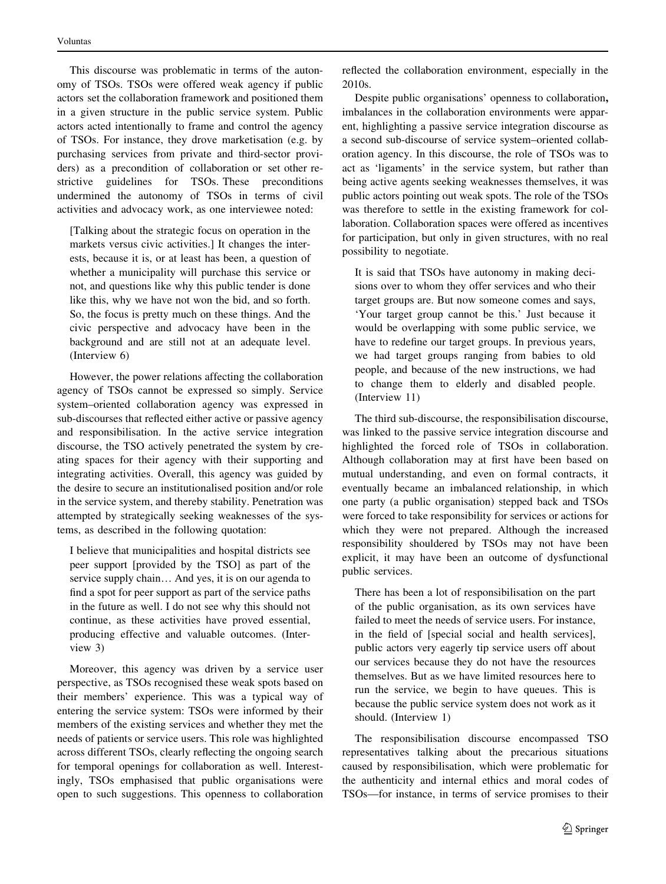This discourse was problematic in terms of the autonomy of TSOs. TSOs were offered weak agency if public actors set the collaboration framework and positioned them in a given structure in the public service system. Public actors acted intentionally to frame and control the agency of TSOs. For instance, they drove marketisation (e.g. by purchasing services from private and third-sector providers) as a precondition of collaboration or set other restrictive guidelines for TSOs. These preconditions undermined the autonomy of TSOs in terms of civil activities and advocacy work, as one interviewee noted:

> [Talking about the strategic focus on operation in the markets versus civic activities.] It changes the interests, because it is, or at least has been, a question of whether a municipality will purchase this service or not, and questions like why this public tender is done like this, why we have not won the bid, and so forth. So, the focus is pretty much on these things. And the civic perspective and advocacy have been in the background and are still not at an adequate level. (Interview 6)

However, the power relations affecting the collaboration agency of TSOs cannot be expressed so simply. Service system–oriented collaboration agency was expressed in sub-discourses that reflected either active or passive agency and responsibilisation. In the active service integration discourse, the TSO actively penetrated the system by creating spaces for their agency with their supporting and integrating activities. Overall, this agency was guided by the desire to secure an institutionalised position and/or role in the service system, and thereby stability. Penetration was attempted by strategically seeking weaknesses of the systems, as described in the following quotation:

> I believe that municipalities and hospital districts see peer support [provided by the TSO] as part of the service supply chain… And yes, it is on our agenda to find a spot for peer support as part of the service paths in the future as well. I do not see why this should not continue, as these activities have proved essential, producing effective and valuable outcomes. (Interview 3)

Moreover, this agency was driven by a service user perspective, as TSOs recognised these weak spots based on their members' experience. This was a typical way of entering the service system: TSOs were informed by their members of the existing services and whether they met the needs of patients or service users. This role was highlighted across different TSOs, clearly reflecting the ongoing search for temporal openings for collaboration as well. Interestingly, TSOs emphasised that public organisations were open to such suggestions. This openness to collaboration reflected the collaboration environment, especially in the 2010s.

Despite public organisations' openness to collaboration, imbalances in the collaboration environments were apparent, highlighting a passive service integration discourse as a second sub-discourse of service system–oriented collaboration agency. In this discourse, the role of TSOs was to act as 'ligaments' in the service system, but rather than being active agents seeking weaknesses themselves, it was public actors pointing out weak spots. The role of the TSOs was therefore to settle in the existing framework for collaboration. Collaboration spaces were offered as incentives for participation, but only in given structures, with no real possibility to negotiate.

> It is said that TSOs have autonomy in making decisions over to whom they offer services and who their target groups are. But now someone comes and says, 'Your target group cannot be this.' Just because it would be overlapping with some public service, we have to redefine our target groups. In previous years, we had target groups ranging from babies to old people, and because of the new instructions, we had to change them to elderly and disabled people. (Interview 11)

The third sub-discourse, the responsibilisation discourse, was linked to the passive service integration discourse and highlighted the forced role of TSOs in collaboration. Although collaboration may at first have been based on mutual understanding, and even on formal contracts, it eventually became an imbalanced relationship, in which one party (a public organisation) stepped back and TSOs were forced to take responsibility for services or actions for which they were not prepared. Although the increased responsibility shouldered by TSOs may not have been explicit, it may have been an outcome of dysfunctional public services.

> There has been a lot of responsibilisation on the part of the public organisation, as its own services have failed to meet the needs of service users. For instance, in the field of [special social and health services], public actors very eagerly tip service users off about our services because they do not have the resources themselves. But as we have limited resources here to run the service, we begin to have queues. This is because the public service system does not work as it should. (Interview 1)

The responsibilisation discourse encompassed TSO representatives talking about the precarious situations caused by responsibilisation, which were problematic for the authenticity and internal ethics and moral codes of TSOs—for instance, in terms of service promises to their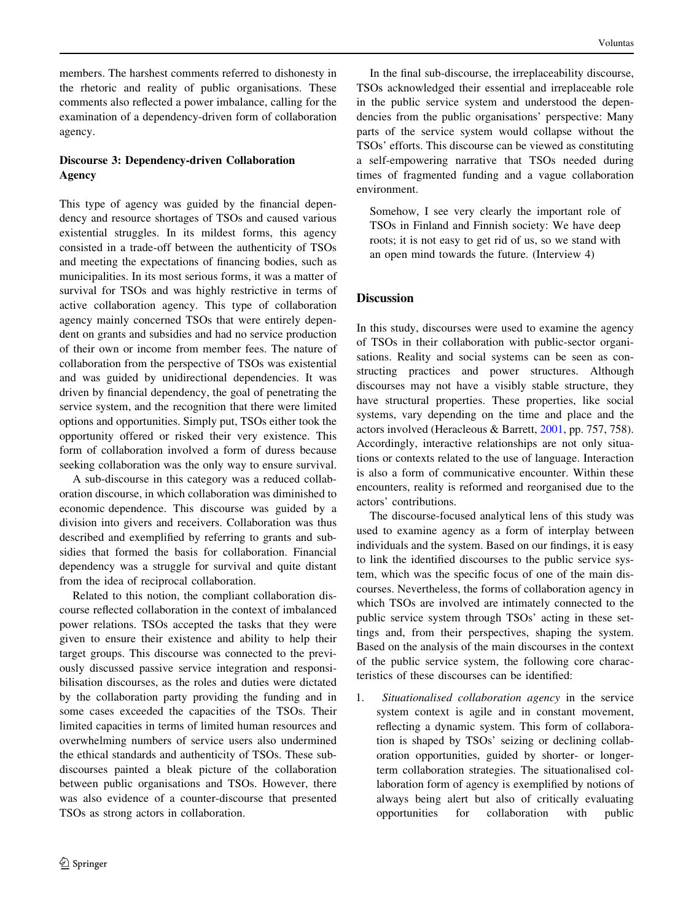members. The harshest comments referred to dishonesty in the rhetoric and reality of public organisations. These comments also reflected a power imbalance, calling for the examination of a dependency-driven form of collaboration agency.

### Discourse 3: Dependency-driven Collaboration Agency

This type of agency was guided by the financial dependency and resource shortages of TSOs and caused various existential struggles. In its mildest forms, this agency consisted in a trade-off between the authenticity of TSOs and meeting the expectations of financing bodies, such as municipalities. In its most serious forms, it was a matter of survival for TSOs and was highly restrictive in terms of active collaboration agency. This type of collaboration agency mainly concerned TSOs that were entirely dependent on grants and subsidies and had no service production of their own or income from member fees. The nature of collaboration from the perspective of TSOs was existential and was guided by unidirectional dependencies. It was driven by financial dependency, the goal of penetrating the service system, and the recognition that there were limited options and opportunities. Simply put, TSOs either took the opportunity offered or risked their very existence. This form of collaboration involved a form of duress because seeking collaboration was the only way to ensure survival.

A sub-discourse in this category was a reduced collaboration discourse, in which collaboration was diminished to economic dependence. This discourse was guided by a division into givers and receivers. Collaboration was thus described and exemplified by referring to grants and subsidies that formed the basis for collaboration. Financial dependency was a struggle for survival and quite distant from the idea of reciprocal collaboration.

Related to this notion, the compliant collaboration discourse reflected collaboration in the context of imbalanced power relations. TSOs accepted the tasks that they were given to ensure their existence and ability to help their target groups. This discourse was connected to the previously discussed passive service integration and responsibilisation discourses, as the roles and duties were dictated by the collaboration party providing the funding and in some cases exceeded the capacities of the TSOs. Their limited capacities in terms of limited human resources and overwhelming numbers of service users also undermined the ethical standards and authenticity of TSOs. These sub-discourses painted a bleak picture of the collaboration between public organisations and TSOs. However, there was also evidence of a counter-discourse that presented TSOs as strong actors in collaboration.

In the final sub-discourse, the irreplaceability discourse, TSOs acknowledged their essential and irreplaceable role in the public service system and understood the dependencies from the public organisations' perspective: Many parts of the service system would collapse without the TSOs' efforts. This discourse can be viewed as constituting a self-empowering narrative that TSOs needed during times of fragmented funding and a vague collaboration environment.

> Somehow, I see very clearly the important role of TSOs in Finland and Finnish society: We have deep roots; it is not easy to get rid of us, so we stand with an open mind towards the future. (Interview 4)

## Discussion

In this study, discourses were used to examine the agency of TSOs in their collaboration with public-sector organisations. Reality and social systems can be seen as constructing practices and power structures. Although discourses may not have a visibly stable structure, they have structural properties. These properties, like social systems, vary depending on the time and place and the actors involved (Heracleous & Barrett, 2001, pp. 757, 758). Accordingly, interactive relationships are not only situations or contexts related to the use of language. Interaction is also a form of communicative encounter. Within these encounters, reality is reformed and reorganised due to the actors' contributions.

The discourse-focused analytical lens of this study was used to examine agency as a form of interplay between individuals and the system. Based on our findings, it is easy to link the identified discourses to the public service system, which was the specific focus of one of the main discourses. Nevertheless, the forms of collaboration agency in which TSOs are involved are intimately connected to the public service system through TSOs' acting in these settings and, from their perspectives, shaping the system. Based on the analysis of the main discourses in the context of the public service system, the following core characteristics of these discourses can be identified:

1. *Situationalised collaboration agency* in the service system context is agile and in constant movement, reflecting a dynamic system. This form of collaboration is shaped by TSOs' seizing or declining collaboration opportunities, guided by shorter- or longer-term collaboration strategies. The situationalised collaboration form of agency is exemplified by notions of always being alert but also of critically evaluating opportunities for collaboration with public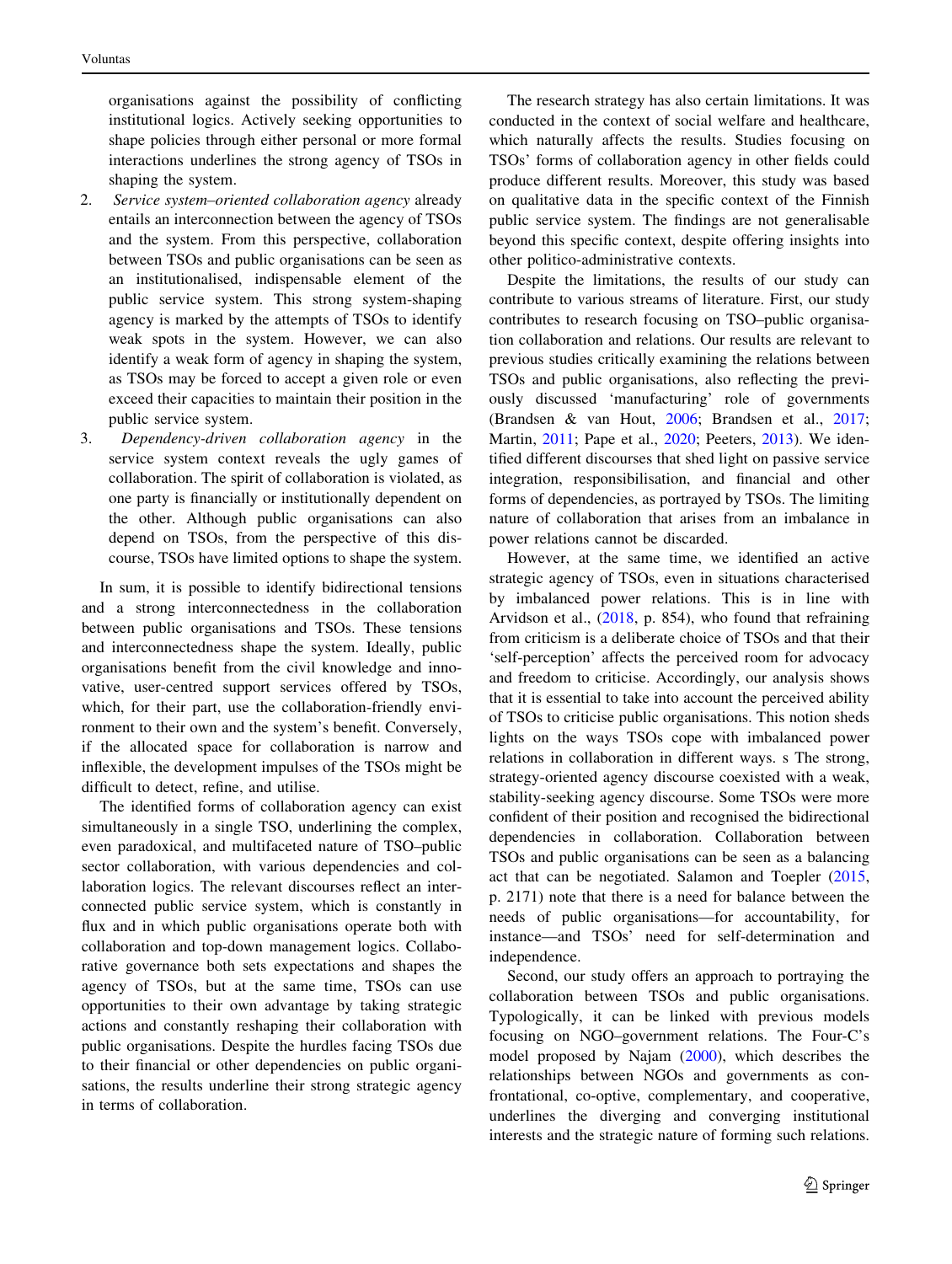organisations against the possibility of conflicting institutional logics. Actively seeking opportunities to shape policies through either personal or more formal interactions underlines the strong agency of TSOs in shaping the system.

2. *Service system–oriented collaboration agency* already entails an interconnection between the agency of TSOs and the system. From this perspective, collaboration between TSOs and public organisations can be seen as an institutionalised, indispensable element of the public service system. This strong system-shaping agency is marked by the attempts of TSOs to identify weak spots in the system. However, we can also identify a weak form of agency in shaping the system, as TSOs may be forced to accept a given role or even exceed their capacities to maintain their position in the public service system.
3. *Dependency-driven collaboration agency* in the service system context reveals the ugly games of collaboration. The spirit of collaboration is violated, as one party is financially or institutionally dependent on the other. Although public organisations can also depend on TSOs, from the perspective of this discourse, TSOs have limited options to shape the system.

In sum, it is possible to identify bidirectional tensions and a strong interconnectedness in the collaboration between public organisations and TSOs. These tensions and interconnectedness shape the system. Ideally, public organisations benefit from the civil knowledge and innovative, user-centred support services offered by TSOs, which, for their part, use the collaboration-friendly environment to their own and the system's benefit. Conversely, if the allocated space for collaboration is narrow and inflexible, the development impulses of the TSOs might be difficult to detect, refine, and utilise.

The identified forms of collaboration agency can exist simultaneously in a single TSO, underlining the complex, even paradoxical, and multifaceted nature of TSO–public sector collaboration, with various dependencies and collaboration logics. The relevant discourses reflect an interconnected public service system, which is constantly in flux and in which public organisations operate both with collaboration and top-down management logics. Collaborative governance both sets expectations and shapes the agency of TSOs, but at the same time, TSOs can use opportunities to their own advantage by taking strategic actions and constantly reshaping their collaboration with public organisations. Despite the hurdles facing TSOs due to their financial or other dependencies on public organisations, the results underline their strong strategic agency in terms of collaboration.

The research strategy has also certain limitations. It was conducted in the context of social welfare and healthcare, which naturally affects the results. Studies focusing on TSOs' forms of collaboration agency in other fields could produce different results. Moreover, this study was based on qualitative data in the specific context of the Finnish public service system. The findings are not generalisable beyond this specific context, despite offering insights into other politico-administrative contexts.

Despite the limitations, the results of our study can contribute to various streams of literature. First, our study contributes to research focusing on TSO–public organisation collaboration and relations. Our results are relevant to previous studies critically examining the relations between TSOs and public organisations, also reflecting the previously discussed 'manufacturing' role of governments (Brandsen & van Hout, 2006; Brandsen et al., 2017; Martin, 2011; Pape et al., 2020; Peeters, 2013). We identified different discourses that shed light on passive service integration, responsibilisation, and financial and other forms of dependencies, as portrayed by TSOs. The limiting nature of collaboration that arises from an imbalance in power relations cannot be discarded.

However, at the same time, we identified an active strategic agency of TSOs, even in situations characterised by imbalanced power relations. This is in line with Arvidson et al., (2018, p. 854), who found that refraining from criticism is a deliberate choice of TSOs and that their 'self-perception' affects the perceived room for advocacy and freedom to criticise. Accordingly, our analysis shows that it is essential to take into account the perceived ability of TSOs to criticise public organisations. This notion sheds lights on the ways TSOs cope with imbalanced power relations in collaboration in different ways. s The strong, strategy-oriented agency discourse coexisted with a weak, stability-seeking agency discourse. Some TSOs were more confident of their position and recognised the bidirectional dependencies in collaboration. Collaboration between TSOs and public organisations can be seen as a balancing act that can be negotiated. Salamon and Toepler (2015, p. 2171) note that there is a need for balance between the needs of public organisations—for accountability, for instance—and TSOs' need for self-determination and independence.

Second, our study offers an approach to portraying the collaboration between TSOs and public organisations. Typologically, it can be linked with previous models focusing on NGO–government relations. The Four-C's model proposed by Najam (2000), which describes the relationships between NGOs and governments as confrontational, co-optive, complementary, and cooperative, underlines the diverging and converging institutional interests and the strategic nature of forming such relations.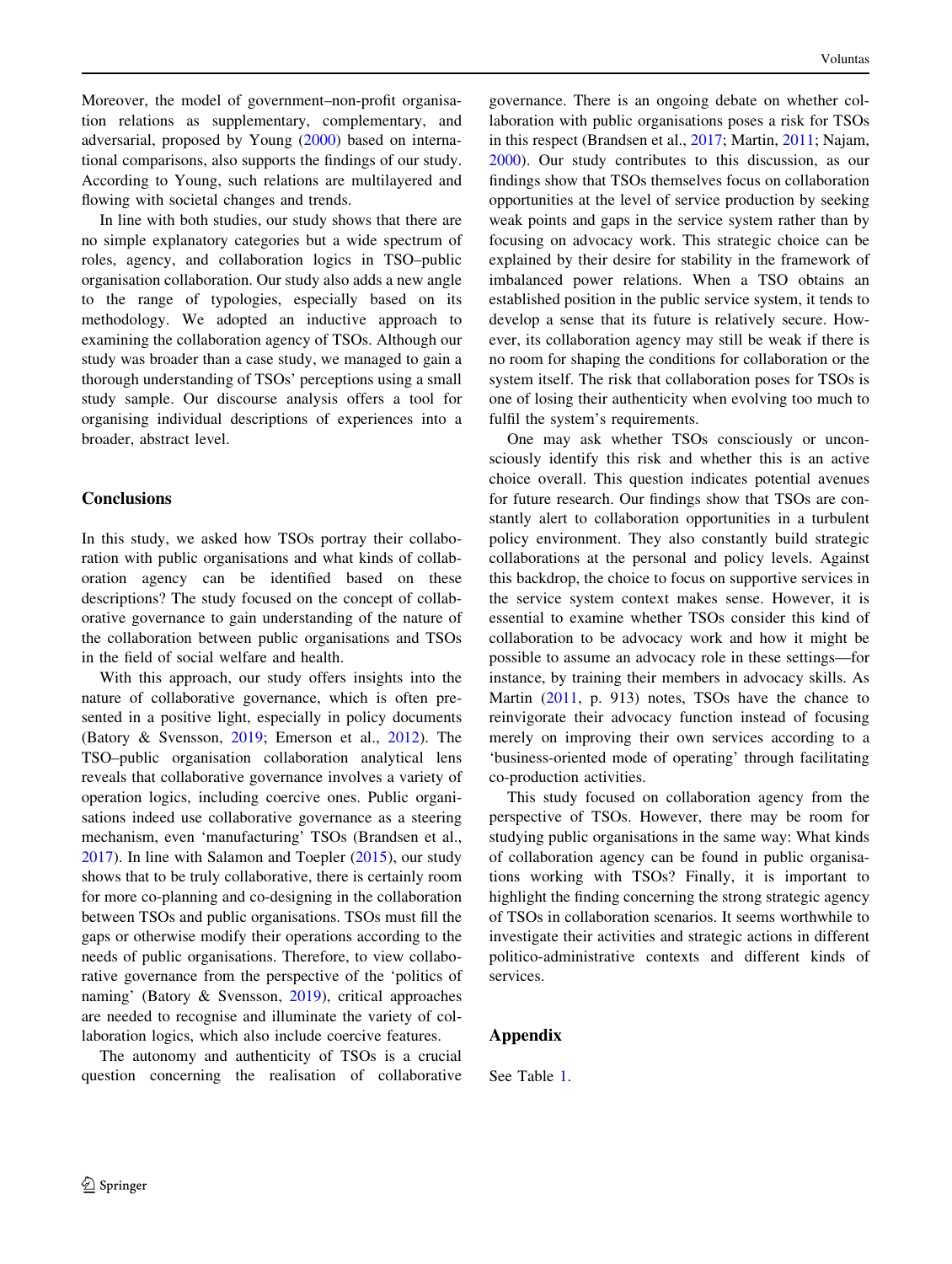Moreover, the model of government–non-profit organisation relations as supplementary, complementary, and adversarial, proposed by Young (2000) based on international comparisons, also supports the findings of our study. According to Young, such relations are multilayered and flowing with societal changes and trends.

In line with both studies, our study shows that there are no simple explanatory categories but a wide spectrum of roles, agency, and collaboration logics in TSO–public organisation collaboration. Our study also adds a new angle to the range of typologies, especially based on its methodology. We adopted an inductive approach to examining the collaboration agency of TSOs. Although our study was broader than a case study, we managed to gain a thorough understanding of TSOs' perceptions using a small study sample. Our discourse analysis offers a tool for organising individual descriptions of experiences into a broader, abstract level.

## Conclusions

In this study, we asked how TSOs portray their collaboration with public organisations and what kinds of collaboration agency can be identified based on these descriptions? The study focused on the concept of collaborative governance to gain understanding of the nature of the collaboration between public organisations and TSOs in the field of social welfare and health.

With this approach, our study offers insights into the nature of collaborative governance, which is often presented in a positive light, especially in policy documents (Batory & Svensson, 2019; Emerson et al., 2012). The TSO–public organisation collaboration analytical lens reveals that collaborative governance involves a variety of operation logics, including coercive ones. Public organisations indeed use collaborative governance as a steering mechanism, even 'manufacturing' TSOs (Brandsen et al., 2017). In line with Salamon and Toepler (2015), our study shows that to be truly collaborative, there is certainly room for more co-planning and co-designing in the collaboration between TSOs and public organisations. TSOs must fill the gaps or otherwise modify their operations according to the needs of public organisations. Therefore, to view collaborative governance from the perspective of the 'politics of naming' (Batory & Svensson, 2019), critical approaches are needed to recognise and illuminate the variety of collaboration logics, which also include coercive features.

The autonomy and authenticity of TSOs is a crucial question concerning the realisation of collaborative governance. There is an ongoing debate on whether collaboration with public organisations poses a risk for TSOs in this respect (Brandsen et al., 2017; Martin, 2011; Najam, 2000). Our study contributes to this discussion, as our findings show that TSOs themselves focus on collaboration opportunities at the level of service production by seeking weak points and gaps in the service system rather than by focusing on advocacy work. This strategic choice can be explained by their desire for stability in the framework of imbalanced power relations. When a TSO obtains an established position in the public service system, it tends to develop a sense that its future is relatively secure. However, its collaboration agency may still be weak if there is no room for shaping the conditions for collaboration or the system itself. The risk that collaboration poses for TSOs is one of losing their authenticity when evolving too much to fulfil the system's requirements.

One may ask whether TSOs consciously or unconsciously identify this risk and whether this is an active choice overall. This question indicates potential avenues for future research. Our findings show that TSOs are constantly alert to collaboration opportunities in a turbulent policy environment. They also constantly build strategic collaborations at the personal and policy levels. Against this backdrop, the choice to focus on supportive services in the service system context makes sense. However, it is essential to examine whether TSOs consider this kind of collaboration to be advocacy work and how it might be possible to assume an advocacy role in these settings—for instance, by training their members in advocacy skills. As Martin (2011, p. 913) notes, TSOs have the chance to reinvigorate their advocacy function instead of focusing merely on improving their own services according to a 'business-oriented mode of operating' through facilitating co-production activities.

This study focused on collaboration agency from the perspective of TSOs. However, there may be room for studying public organisations in the same way: What kinds of collaboration agency can be found in public organisations working with TSOs? Finally, it is important to highlight the finding concerning the strong strategic agency of TSOs in collaboration scenarios. It seems worthwhile to investigate their activities and strategic actions in different politico-administrative contexts and different kinds of services.

## Appendix

See Table 1.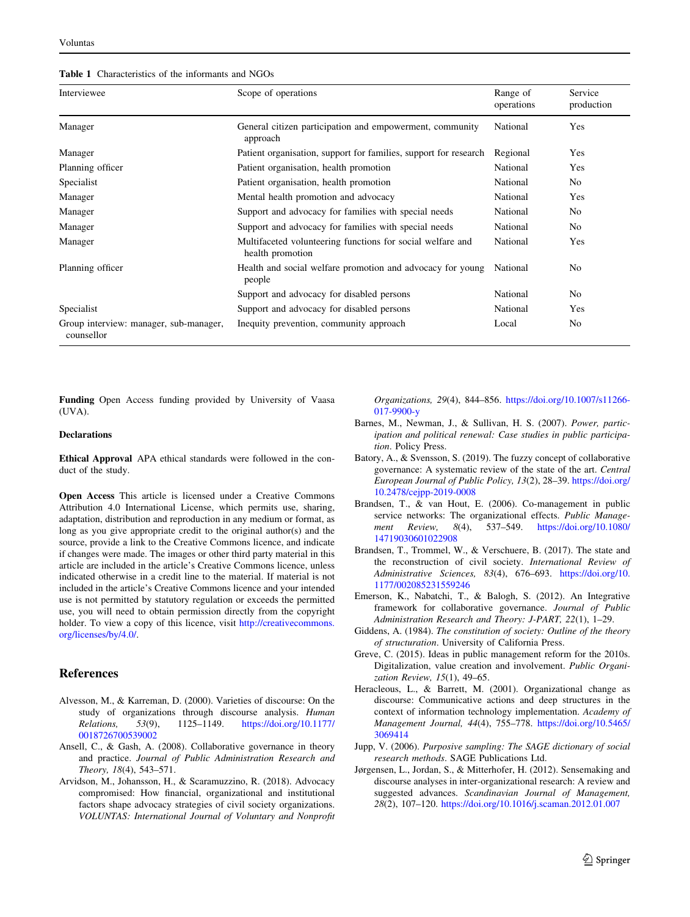**Table 1** Characteristics of the informants and NGOs

| Interviewee | Scope of operations | Range of operations | Service production |
|---|---|---|---|
| Manager | General citizen participation and empowerment, community approach | National | Yes |
| Manager | Patient organisation, support for families, support for research | Regional | Yes |
| Planning officer | Patient organisation, health promotion | National | Yes |
| Specialist | Patient organisation, health promotion | National | No |
| Manager | Mental health promotion and advocacy | National | Yes |
| Manager | Support and advocacy for families with special needs | National | No |
| Manager | Support and advocacy for families with special needs | National | No |
| Manager | Multifaceted volunteering functions for social welfare and health promotion | National | Yes |
| Planning officer | Health and social welfare promotion and advocacy for young people | National | No |
| | Support and advocacy for disabled persons | National | No |
| Specialist | Support and advocacy for disabled persons | National | Yes |
| Group interview: manager, sub-manager, counsellor | Inequity prevention, community approach | Local | No |

**Funding** Open Access funding provided by University of Vaasa (UVA).

**Declarations**

**Ethical Approval** APA ethical standards were followed in the conduct of the study.

**Open Access** This article is licensed under a Creative Commons Attribution 4.0 International License, which permits use, sharing, adaptation, distribution and reproduction in any medium or format, as long as you give appropriate credit to the original author(s) and the source, provide a link to the Creative Commons licence, and indicate if changes were made. The images or other third party material in this article are included in the article's Creative Commons licence, unless indicated otherwise in a credit line to the material. If material is not included in the article's Creative Commons licence and your intended use is not permitted by statutory regulation or exceeds the permitted use, you will need to obtain permission directly from the copyright holder. To view a copy of this licence, visit http://creativecommons.org/licenses/by/4.0/.

## References

Alvesson, M., & Karreman, D. (2000). Varieties of discourse: On the study of organizations through discourse analysis. *Human Relations, 53*(9), 1125–1149. https://doi.org/10.1177/0018726700539002

Ansell, C., & Gash, A. (2008). Collaborative governance in theory and practice. *Journal of Public Administration Research and Theory, 18*(4), 543–571.

Arvidson, M., Johansson, H., & Scaramuzzino, R. (2018). Advocacy compromised: How financial, organizational and institutional factors shape advocacy strategies of civil society organizations. *VOLUNTAS: International Journal of Voluntary and Nonprofit Organizations, 29*(4), 844–856. https://doi.org/10.1007/s11266-017-9900-y

Barnes, M., Newman, J., & Sullivan, H. S. (2007). *Power, participation and political renewal: Case studies in public participation*. Policy Press.

Batory, A., & Svensson, S. (2019). The fuzzy concept of collaborative governance: A systematic review of the state of the art. *Central European Journal of Public Policy, 13*(2), 28–39. https://doi.org/10.2478/cejpp-2019-0008

Brandsen, T., & van Hout, E. (2006). Co-management in public service networks: The organizational effects. *Public Management Review, 8*(4), 537–549. https://doi.org/10.1080/14719030601022908

Brandsen, T., Trommel, W., & Verschuere, B. (2017). The state and the reconstruction of civil society. *International Review of Administrative Sciences, 83*(4), 676–693. https://doi.org/10.1177/0020852315592467

Emerson, K., Nabatchi, T., & Balogh, S. (2012). An Integrative framework for collaborative governance. *Journal of Public Administration Research and Theory: J-PART, 22*(1), 1–29.

Giddens, A. (1984). *The constitution of society: Outline of the theory of structuration*. University of California Press.

Greve, C. (2015). Ideas in public management reform for the 2010s. Digitalization, value creation and involvement. *Public Organization Review, 15*(1), 49–65.

Heracleous, L., & Barrett, M. (2001). Organizational change as discourse: Communicative actions and deep structures in the context of information technology implementation. *Academy of Management Journal, 44*(4), 755–778. https://doi.org/10.5465/3069414

Jupp, V. (2006). *Purposive sampling: The SAGE dictionary of social research methods*. SAGE Publications Ltd.

Jørgensen, L., Jordan, S., & Mitterhofer, H. (2012). Sensemaking and discourse analyses in inter-organizational research: A review and suggested advances. *Scandinavian Journal of Management, 28*(2), 107–120. https://doi.org/10.1016/j.scaman.2012.01.007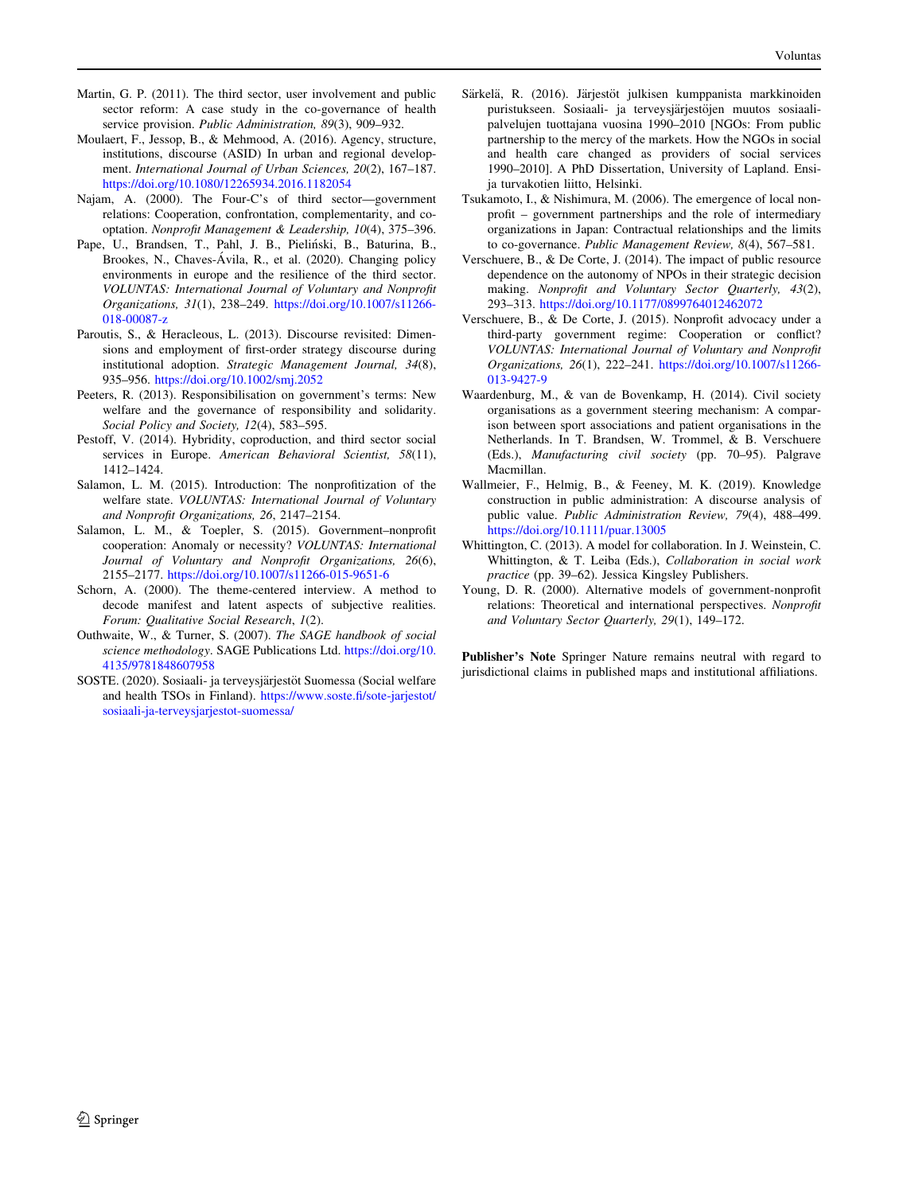Martin, G. P. (2011). The third sector, user involvement and public sector reform: A case study in the co-governance of health service provision. *Public Administration, 89*(3), 909–932.

Moulaert, F., Jessop, B., & Mehmood, A. (2016). Agency, structure, institutions, discourse (ASID) In urban and regional development. *International Journal of Urban Sciences, 20*(2), 167–187. https://doi.org/10.1080/12265934.2016.1182054

Najam, A. (2000). The Four-C's of third sector—government relations: Cooperation, confrontation, complementarity, and co-optation. *Nonprofit Management & Leadership, 10*(4), 375–396.

Pape, U., Brandsen, T., Pahl, J. B., Pieliński, B., Baturina, B., Brookes, N., Chaves-Ávila, R., et al. (2020). Changing policy environments in europe and the resilience of the third sector. *VOLUNTAS: International Journal of Voluntary and Nonprofit Organizations, 31*(1), 238–249. https://doi.org/10.1007/s11266-018-00087-z

Paroutis, S., & Heracleous, L. (2013). Discourse revisited: Dimensions and employment of first-order strategy discourse during institutional adoption. *Strategic Management Journal, 34*(8), 935–956. https://doi.org/10.1002/smj.2052

Peeters, R. (2013). Responsibilisation on government's terms: New welfare and the governance of responsibility and solidarity. *Social Policy and Society, 12*(4), 583–595.

Pestoff, V. (2014). Hybridity, coproduction, and third sector social services in Europe. *American Behavioral Scientist, 58*(11), 1412–1424.

Salamon, L. M. (2015). Introduction: The nonprofitization of the welfare state. *VOLUNTAS: International Journal of Voluntary and Nonprofit Organizations, 26*, 2147–2154.

Salamon, L. M., & Toepler, S. (2015). Government–nonprofit cooperation: Anomaly or necessity? *VOLUNTAS: International Journal of Voluntary and Nonprofit Organizations, 26*(6), 2155–2177. https://doi.org/10.1007/s11266-015-9651-6

Schorn, A. (2000). The theme-centered interview. A method to decode manifest and latent aspects of subjective realities. *Forum: Qualitative Social Research, 1*(2).

Outhwaite, W., & Turner, S. (2007). *The SAGE handbook of social science methodology*. SAGE Publications Ltd. https://doi.org/10.4135/9781848607958

SOSTE. (2020). Sosiaali- ja terveysjärjestöt Suomessa (Social welfare and health TSOs in Finland). https://www.soste.fi/sote-jarjestot/sosiaali-ja-terveysjarjestot-suomessa/

Särkelä, R. (2016). Järjestöt julkisen kumppanista markkinoiden puristukseen. Sosiaali- ja terveysjärjestöjen muutos sosiaalipalvelujen tuottajana vuosina 1990–2010 [NGOs: From public partnership to the mercy of the markets. How the NGOs in social and health care changed as providers of social services 1990–2010]. A PhD Dissertation, University of Lapland. Ensi- ja turvakotien liitto, Helsinki.

Tsukamoto, I., & Nishimura, M. (2006). The emergence of local non-profit – government partnerships and the role of intermediary organizations in Japan: Contractual relationships and the limits to co-governance. *Public Management Review, 8*(4), 567–581.

Verschuere, B., & De Corte, J. (2014). The impact of public resource dependence on the autonomy of NPOs in their strategic decision making. *Nonprofit and Voluntary Sector Quarterly, 43*(2), 293–313. https://doi.org/10.1177/0899764012462072

Verschuere, B., & De Corte, J. (2015). Nonprofit advocacy under a third-party government regime: Cooperation or conflict? *VOLUNTAS: International Journal of Voluntary and Nonprofit Organizations, 26*(1), 222–241. https://doi.org/10.1007/s11266-013-9427-9

Waardenburg, M., & van de Bovenkamp, H. (2014). Civil society organisations as a government steering mechanism: A comparison between sport associations and patient organisations in the Netherlands. In T. Brandsen, W. Trommel, & B. Verschuere (Eds.), *Manufacturing civil society* (pp. 70–95). Palgrave Macmillan.

Wallmeier, F., Helmig, B., & Feeney, M. K. (2019). Knowledge construction in public administration: A discourse analysis of public value. *Public Administration Review, 79*(4), 488–499. https://doi.org/10.1111/puar.13005

Whittington, C. (2013). A model for collaboration. In J. Weinstein, C. Whittington, & T. Leiba (Eds.), *Collaboration in social work practice* (pp. 39–62). Jessica Kingsley Publishers.

Young, D. R. (2000). Alternative models of government-nonprofit relations: Theoretical and international perspectives. *Nonprofit and Voluntary Sector Quarterly, 29*(1), 149–172.

**Publisher's Note** Springer Nature remains neutral with regard to jurisdictional claims in published maps and institutional affiliations.